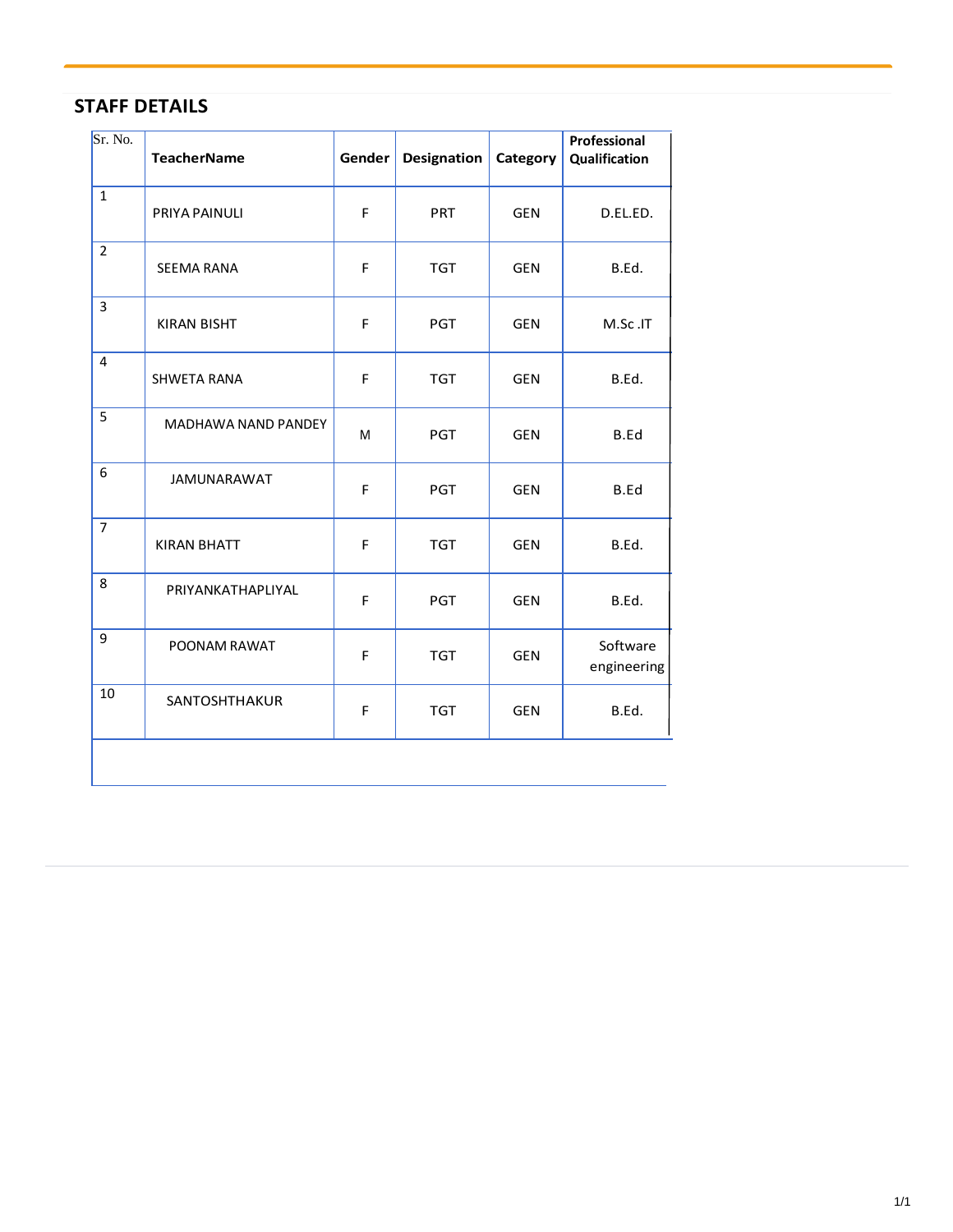## STAFF DETAILS

| Sr. No. | TeacherName | Gender | Designation | Category | Professional Qualification |
|---|---|---|---|---|---|
| 1 | PRIYA PAINULI | F | PRT | GEN | D.EL.ED. |
| 2 | SEEMA RANA | F | TGT | GEN | B.Ed. |
| 3 | KIRAN BISHT | F | PGT | GEN | M.Sc .IT |
| 4 | SHWETA RANA | F | TGT | GEN | B.Ed. |
| 5 | MADHAWA NAND PANDEY | M | PGT | GEN | B.Ed |
| 6 | JAMUNARAWAT | F | PGT | GEN | B.Ed |
| 7 | KIRAN BHATT | F | TGT | GEN | B.Ed. |
| 8 | PRIYANKATHAPLIYAL | F | PGT | GEN | B.Ed. |
| 9 | POONAM RAWAT | F | TGT | GEN | Software engineering |
| 10 | SANTOSHTHAKUR | F | TGT | GEN | B.Ed. |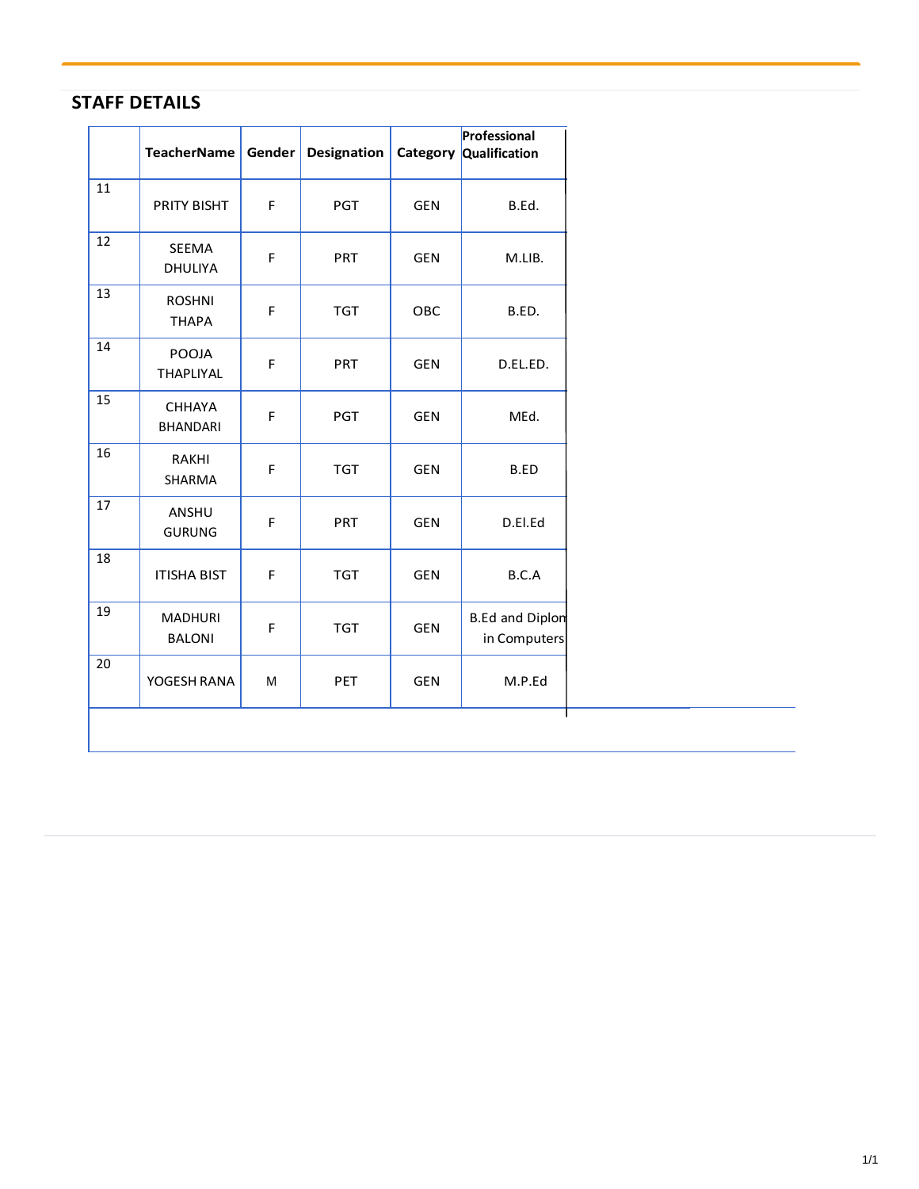## STAFF DETAILS

| | TeacherName | Gender | Designation | Category | Professional Qualification |
|---|---|---|---|---|---|
| 11 | PRITY BISHT | F | PGT | GEN | B.Ed. |
| 12 | SEEMA DHULIYA | F | PRT | GEN | M.LIB. |
| 13 | ROSHNI THAPA | F | TGT | OBC | B.ED. |
| 14 | POOJA THAPLIYAL | F | PRT | GEN | D.EL.ED. |
| 15 | CHHAYA BHANDARI | F | PGT | GEN | MEd. |
| 16 | RAKHI SHARMA | F | TGT | GEN | B.ED |
| 17 | ANSHU GURUNG | F | PRT | GEN | D.El.Ed |
| 18 | ITISHA BIST | F | TGT | GEN | B.C.A |
| 19 | MADHURI BALONI | F | TGT | GEN | B.Ed and Diplon in Computers |
| 20 | YOGESH RANA | M | PET | GEN | M.P.Ed |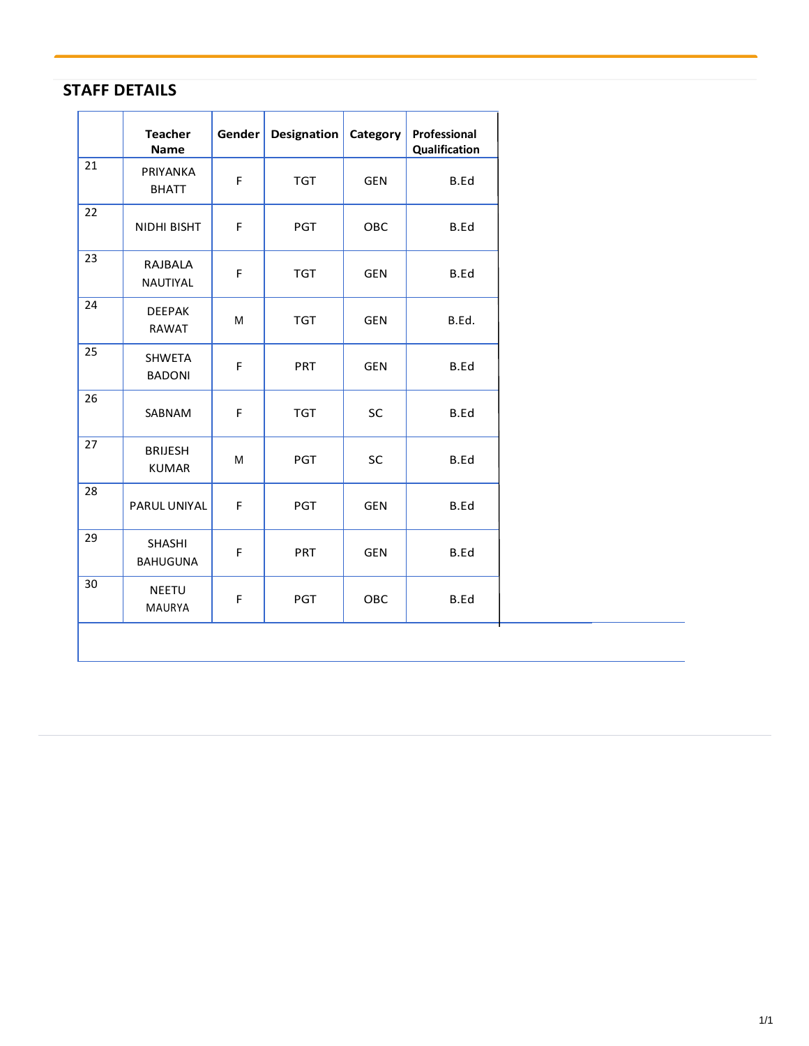## STAFF DETAILS

| | Teacher Name | Gender | Designation | Category | Professional Qualification |
|---|---|---|---|---|---|
| 21 | PRIYANKA BHATT | F | TGT | GEN | B.Ed |
| 22 | NIDHI BISHT | F | PGT | OBC | B.Ed |
| 23 | RAJBALA NAUTIYAL | F | TGT | GEN | B.Ed |
| 24 | DEEPAK RAWAT | M | TGT | GEN | B.Ed. |
| 25 | SHWETA BADONI | F | PRT | GEN | B.Ed |
| 26 | SABNAM | F | TGT | SC | B.Ed |
| 27 | BRIJESH KUMAR | M | PGT | SC | B.Ed |
| 28 | PARUL UNIYAL | F | PGT | GEN | B.Ed |
| 29 | SHASHI BAHUGUNA | F | PRT | GEN | B.Ed |
| 30 | NEETU MAURYA | F | PGT | OBC | B.Ed |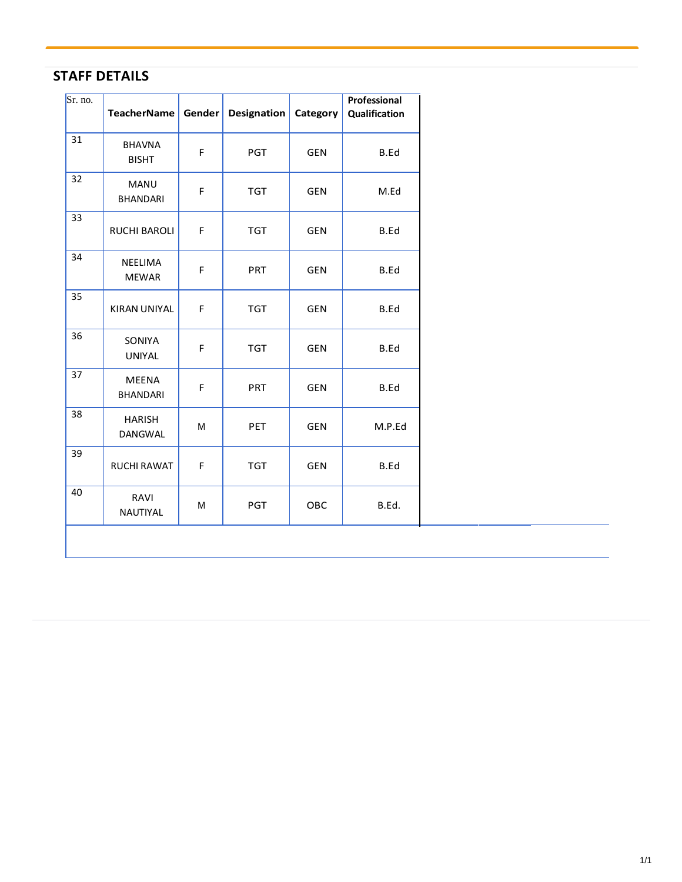## STAFF DETAILS

| Sr. no. | TeacherName | Gender | Designation | Category | Professional Qualification |
|---|---|---|---|---|---|
| 31 | BHAVNA BISHT | F | PGT | GEN | B.Ed |
| 32 | MANU BHANDARI | F | TGT | GEN | M.Ed |
| 33 | RUCHI BAROLI | F | TGT | GEN | B.Ed |
| 34 | NEELIMA MEWAR | F | PRT | GEN | B.Ed |
| 35 | KIRAN UNIYAL | F | TGT | GEN | B.Ed |
| 36 | SONIYA UNIYAL | F | TGT | GEN | B.Ed |
| 37 | MEENA BHANDARI | F | PRT | GEN | B.Ed |
| 38 | HARISH DANGWAL | M | PET | GEN | M.P.Ed |
| 39 | RUCHI RAWAT | F | TGT | GEN | B.Ed |
| 40 | RAVI NAUTIYAL | M | PGT | OBC | B.Ed. |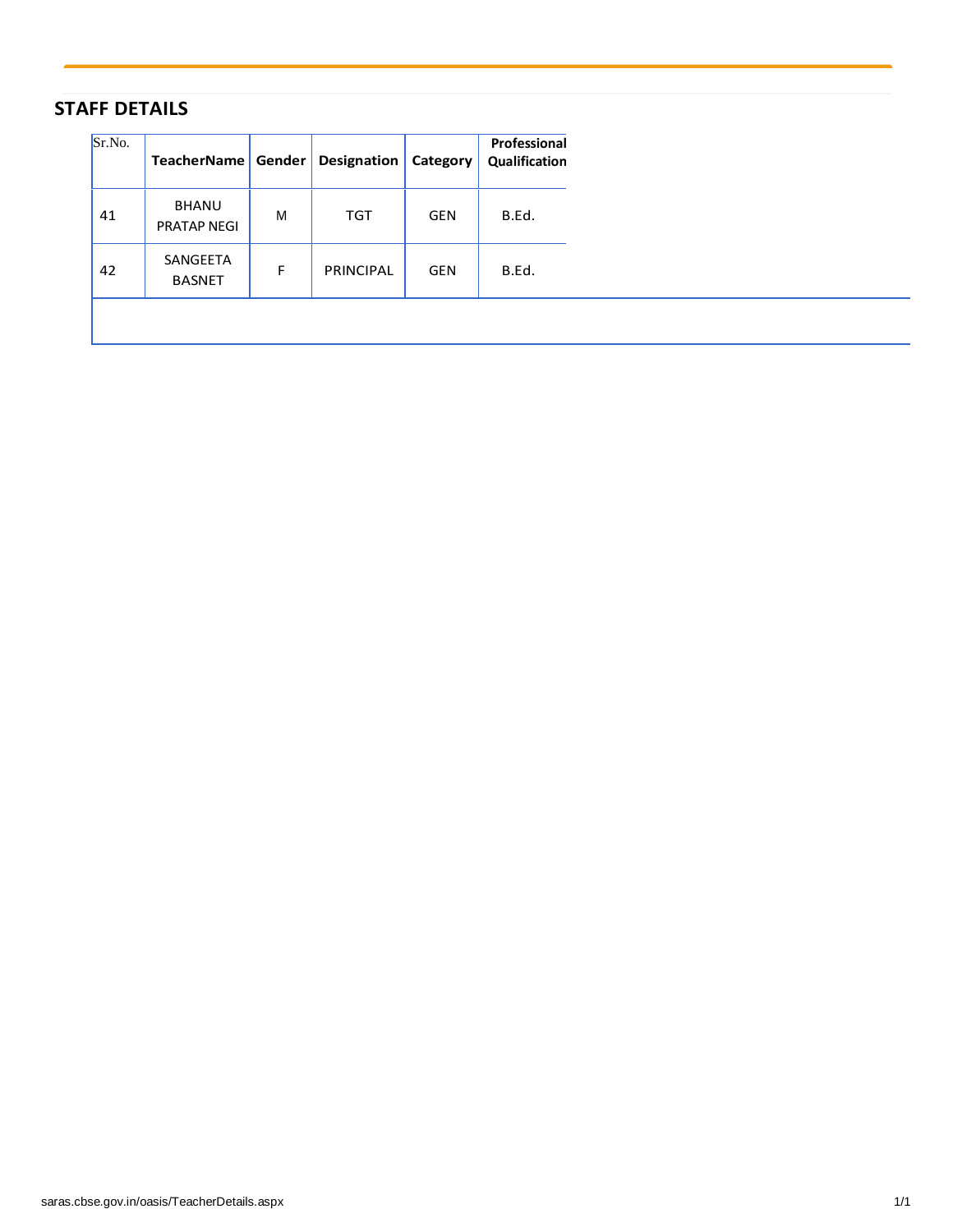## STAFF DETAILS

| Sr.No. | TeacherName | Gender | Designation | Category | Professional Qualification |
|---|---|---|---|---|---|
| 41 | BHANU PRATAP NEGI | M | TGT | GEN | B.Ed. |
| 42 | SANGEETA BASNET | F | PRINCIPAL | GEN | B.Ed. |